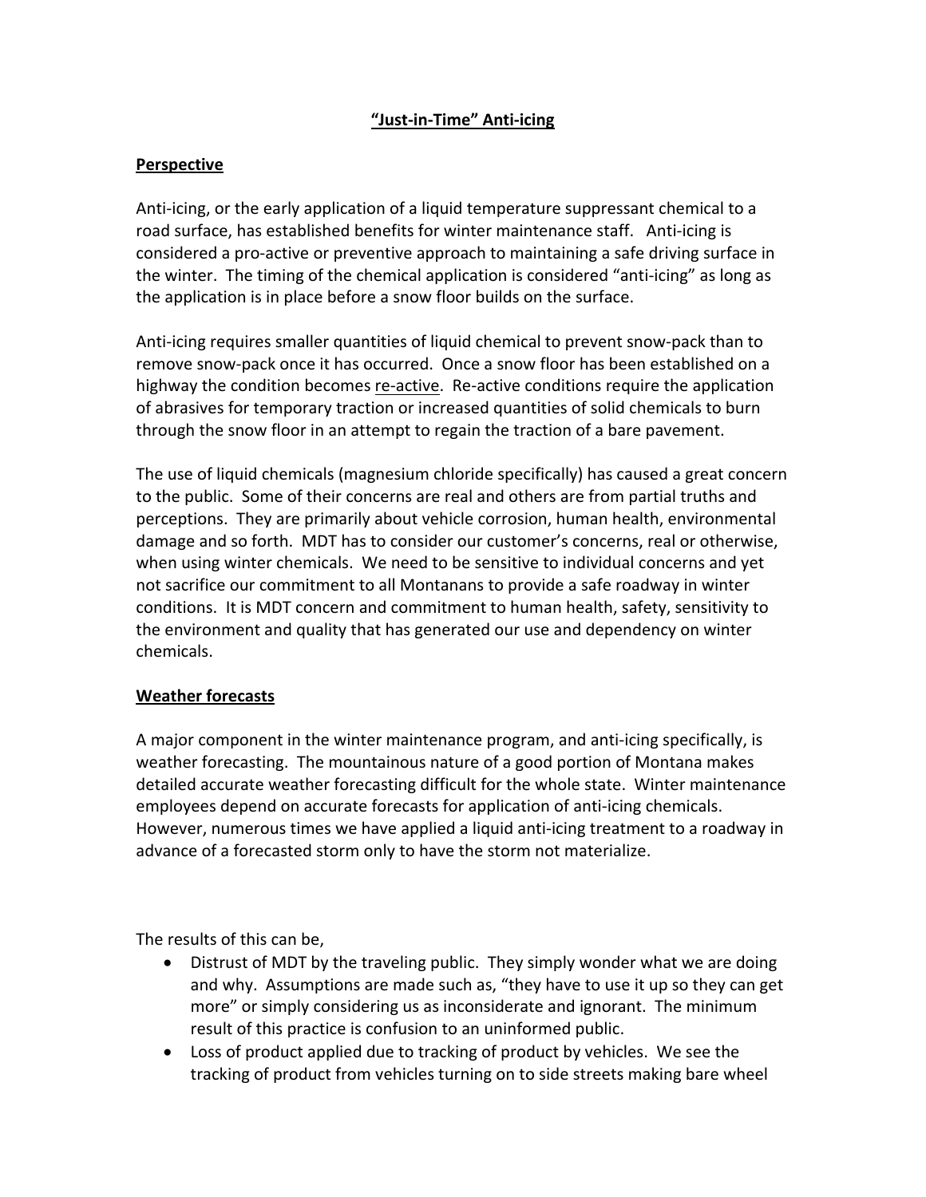# "Just-in-Time" Anti-icing

## Perspective

Anti-icing, or the early application of a liquid temperature suppressant chemical to a road surface, has established benefits for winter maintenance staff. Anti-icing is considered a pro-active or preventive approach to maintaining a safe driving surface in the winter. The timing of the chemical application is considered "anti-icing" as long as the application is in place before a snow floor builds on the surface.

Anti-icing requires smaller quantities of liquid chemical to prevent snow-pack than to remove snow-pack once it has occurred. Once a snow floor has been established on a highway the condition becomes <u>re-active</u>. Re-active conditions require the application of abrasives for temporary traction or increased quantities of solid chemicals to burn through the snow floor in an attempt to regain the traction of a bare pavement.

The use of liquid chemicals (magnesium chloride specifically) has caused a great concern to the public. Some of their concerns are real and others are from partial truths and perceptions. They are primarily about vehicle corrosion, human health, environmental damage and so forth. MDT has to consider our customer's concerns, real or otherwise, when using winter chemicals. We need to be sensitive to individual concerns and yet not sacrifice our commitment to all Montanans to provide a safe roadway in winter conditions. It is MDT concern and commitment to human health, safety, sensitivity to the environment and quality that has generated our use and dependency on winter chemicals.

## Weather forecasts

A major component in the winter maintenance program, and anti-icing specifically, is weather forecasting. The mountainous nature of a good portion of Montana makes detailed accurate weather forecasting difficult for the whole state. Winter maintenance employees depend on accurate forecasts for application of anti-icing chemicals. However, numerous times we have applied a liquid anti-icing treatment to a roadway in advance of a forecasted storm only to have the storm not materialize.

The results of this can be,

- Distrust of MDT by the traveling public. They simply wonder what we are doing and why. Assumptions are made such as, "they have to use it up so they can get more" or simply considering us as inconsiderate and ignorant. The minimum result of this practice is confusion to an uninformed public.
- Loss of product applied due to tracking of product by vehicles. We see the tracking of product from vehicles turning on to side streets making bare wheel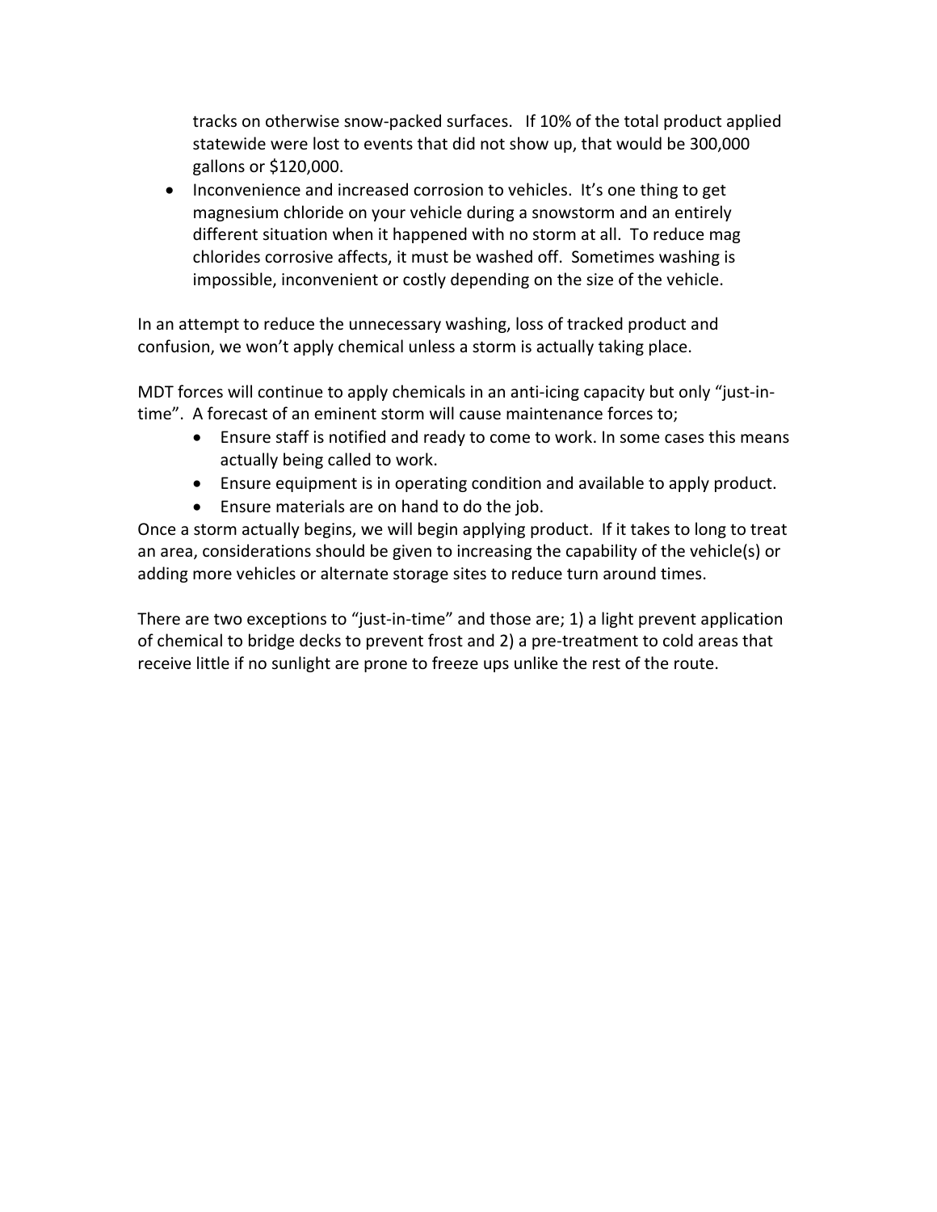tracks on otherwise snow-packed surfaces. If 10% of the total product applied statewide were lost to events that did not show up, that would be 300,000 gallons or $120,000.

- Inconvenience and increased corrosion to vehicles. It's one thing to get magnesium chloride on your vehicle during a snowstorm and an entirely different situation when it happened with no storm at all. To reduce mag chlorides corrosive affects, it must be washed off. Sometimes washing is impossible, inconvenient or costly depending on the size of the vehicle.

In an attempt to reduce the unnecessary washing, loss of tracked product and confusion, we won't apply chemical unless a storm is actually taking place.

MDT forces will continue to apply chemicals in an anti-icing capacity but only "just-in-time". A forecast of an eminent storm will cause maintenance forces to;

- Ensure staff is notified and ready to come to work. In some cases this means actually being called to work.
- Ensure equipment is in operating condition and available to apply product.
- Ensure materials are on hand to do the job.

Once a storm actually begins, we will begin applying product. If it takes to long to treat an area, considerations should be given to increasing the capability of the vehicle(s) or adding more vehicles or alternate storage sites to reduce turn around times.

There are two exceptions to "just-in-time" and those are; 1) a light prevent application of chemical to bridge decks to prevent frost and 2) a pre-treatment to cold areas that receive little if no sunlight are prone to freeze ups unlike the rest of the route.